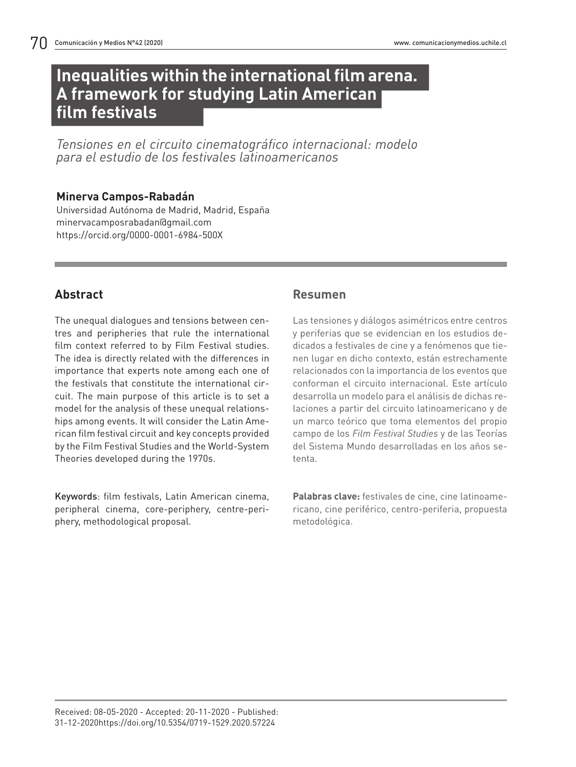# Inequalities within the international film arena. A framework for studying Latin American film festivals

*Tensiones en el circuito cinematográfico internacional: modelo para el estudio de los festivales latinoamericanos*

**Minerva Campos-Rabadán**

Universidad Autónoma de Madrid, Madrid, España
minervacamposrabadan@gmail.com
https://orcid.org/0000-0001-6984-500X

## Abstract

The unequal dialogues and tensions between centres and peripheries that rule the international film context referred to by Film Festival studies. The idea is directly related with the differences in importance that experts note among each one of the festivals that constitute the international circuit. The main purpose of this article is to set a model for the analysis of these unequal relationships among events. It will consider the Latin American film festival circuit and key concepts provided by the Film Festival Studies and the World-System Theories developed during the 1970s.

Keywords: film festivals, Latin American cinema, peripheral cinema, core-periphery, centre-periphery, methodological proposal.

## Resumen

Las tensiones y diálogos asimétricos entre centros y periferias que se evidencian en los estudios dedicados a festivales de cine y a fenómenos que tienen lugar en dicho contexto, están estrechamente relacionados con la importancia de los eventos que conforman el circuito internacional. Este artículo desarrolla un modelo para el análisis de dichas relaciones a partir del circuito latinoamericano y de un marco teórico que toma elementos del propio campo de los *Film Festival Studies* y de las Teorías del Sistema Mundo desarrolladas en los años setenta.

**Palabras clave:** festivales de cine, cine latinoamericano, cine periférico, centro-periferia, propuesta metodológica.

Received: 08-05-2020 - Accepted: 20-11-2020 - Published: 31-12-2020https://doi.org/10.5354/0719-1529.2020.57224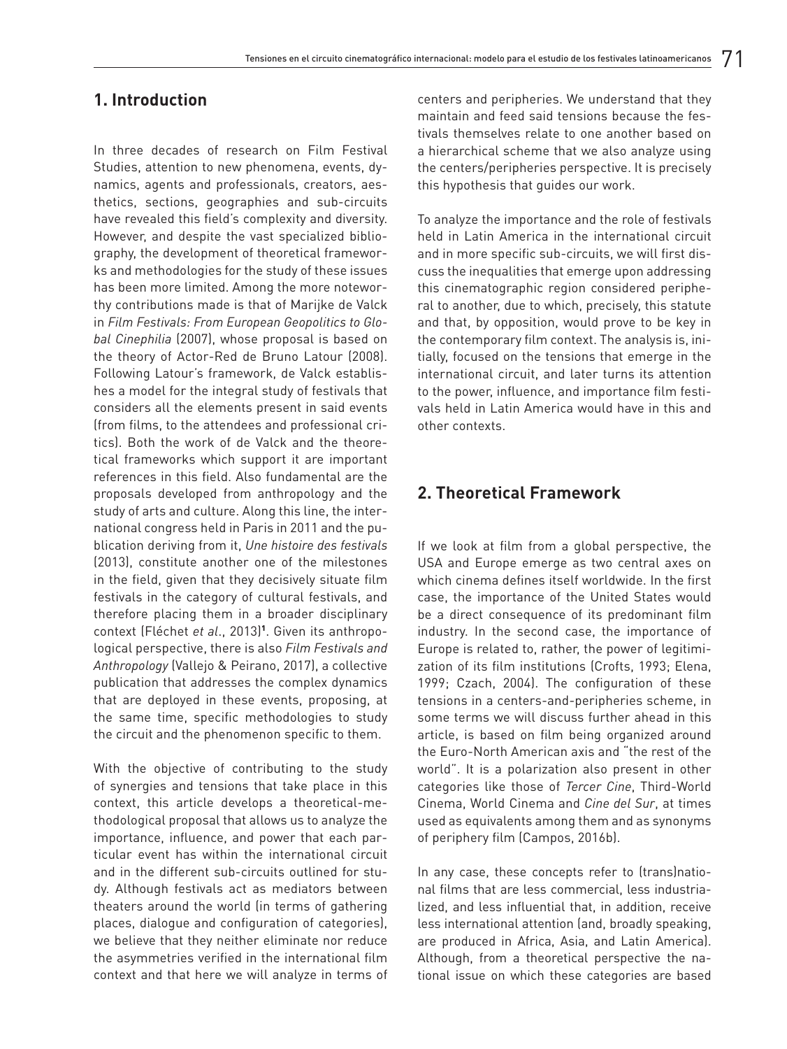## 1. Introduction

In three decades of research on Film Festival Studies, attention to new phenomena, events, dynamics, agents and professionals, creators, aesthetics, sections, geographies and sub-circuits have revealed this field's complexity and diversity. However, and despite the vast specialized bibliography, the development of theoretical frameworks and methodologies for the study of these issues has been more limited. Among the more noteworthy contributions made is that of Marijke de Valck in *Film Festivals: From European Geopolitics to Global Cinephilia* (2007), whose proposal is based on the theory of Actor-Red de Bruno Latour (2008). Following Latour's framework, de Valck establishes a model for the integral study of festivals that considers all the elements present in said events (from films, to the attendees and professional critics). Both the work of de Valck and the theoretical frameworks which support it are important references in this field. Also fundamental are the proposals developed from anthropology and the study of arts and culture. Along this line, the international congress held in Paris in 2011 and the publication deriving from it, *Une histoire des festivals* (2013), constitute another one of the milestones in the field, given that they decisively situate film festivals in the category of cultural festivals, and therefore placing them in a broader disciplinary context (Fléchet *et al*., 2013)[1]. Given its anthropological perspective, there is also *Film Festivals and Anthropology* (Vallejo & Peirano, 2017), a collective publication that addresses the complex dynamics that are deployed in these events, proposing, at the same time, specific methodologies to study the circuit and the phenomenon specific to them.

With the objective of contributing to the study of synergies and tensions that take place in this context, this article develops a theoretical-methodological proposal that allows us to analyze the importance, influence, and power that each particular event has within the international circuit and in the different sub-circuits outlined for study. Although festivals act as mediators between theaters around the world (in terms of gathering places, dialogue and configuration of categories), we believe that they neither eliminate nor reduce the asymmetries verified in the international film context and that here we will analyze in terms of centers and peripheries. We understand that they maintain and feed said tensions because the festivals themselves relate to one another based on a hierarchical scheme that we also analyze using the centers/peripheries perspective. It is precisely this hypothesis that guides our work.

To analyze the importance and the role of festivals held in Latin America in the international circuit and in more specific sub-circuits, we will first discuss the inequalities that emerge upon addressing this cinematographic region considered peripheral to another, due to which, precisely, this statute and that, by opposition, would prove to be key in the contemporary film context. The analysis is, initially, focused on the tensions that emerge in the international circuit, and later turns its attention to the power, influence, and importance film festivals held in Latin America would have in this and other contexts.

## 2. Theoretical Framework

If we look at film from a global perspective, the USA and Europe emerge as two central axes on which cinema defines itself worldwide. In the first case, the importance of the United States would be a direct consequence of its predominant film industry. In the second case, the importance of Europe is related to, rather, the power of legitimization of its film institutions (Crofts, 1993; Elena, 1999; Czach, 2004). The configuration of these tensions in a centers-and-peripheries scheme, in some terms we will discuss further ahead in this article, is based on film being organized around the Euro-North American axis and "the rest of the world". It is a polarization also present in other categories like those of *Tercer Cine*, Third-World Cinema, World Cinema and *Cine del Sur*, at times used as equivalents among them and as synonyms of periphery film (Campos, 2016b).

In any case, these concepts refer to (trans)national films that are less commercial, less industrialized, and less influential that, in addition, receive less international attention (and, broadly speaking, are produced in Africa, Asia, and Latin America). Although, from a theoretical perspective the national issue on which these categories are based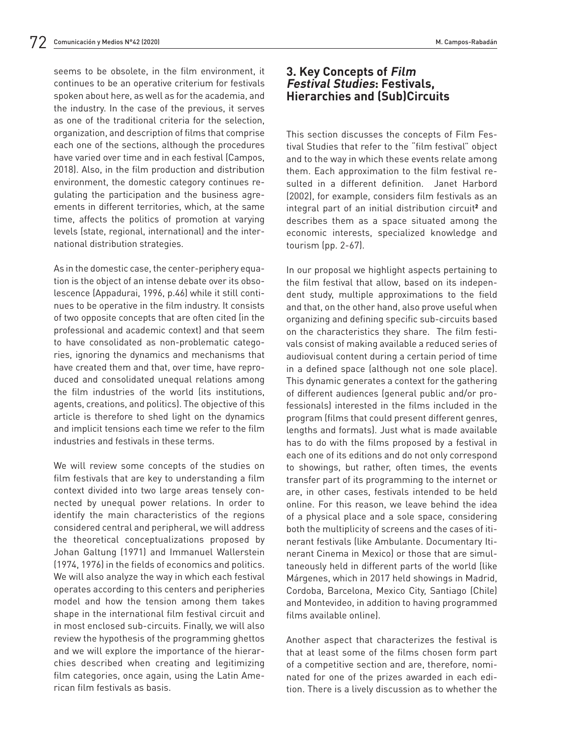seems to be obsolete, in the film environment, it continues to be an operative criterium for festivals spoken about here, as well as for the academia, and the industry. In the case of the previous, it serves as one of the traditional criteria for the selection, organization, and description of films that comprise each one of the sections, although the procedures have varied over time and in each festival (Campos, 2018). Also, in the film production and distribution environment, the domestic category continues regulating the participation and the business agreements in different territories, which, at the same time, affects the politics of promotion at varying levels (state, regional, international) and the international distribution strategies.

As in the domestic case, the center-periphery equation is the object of an intense debate over its obsolescence (Appadurai, 1996, p.46) while it still continues to be operative in the film industry. It consists of two opposite concepts that are often cited (in the professional and academic context) and that seem to have consolidated as non-problematic categories, ignoring the dynamics and mechanisms that have created them and that, over time, have reproduced and consolidated unequal relations among the film industries of the world (its institutions, agents, creations, and politics). The objective of this article is therefore to shed light on the dynamics and implicit tensions each time we refer to the film industries and festivals in these terms.

We will review some concepts of the studies on film festivals that are key to understanding a film context divided into two large areas tensely connected by unequal power relations. In order to identify the main characteristics of the regions considered central and peripheral, we will address the theoretical conceptualizations proposed by Johan Galtung (1971) and Immanuel Wallerstein (1974, 1976) in the fields of economics and politics. We will also analyze the way in which each festival operates according to this centers and peripheries model and how the tension among them takes shape in the international film festival circuit and in most enclosed sub-circuits. Finally, we will also review the hypothesis of the programming ghettos and we will explore the importance of the hierarchies described when creating and legitimizing film categories, once again, using the Latin American film festivals as basis.

## 3. Key Concepts of *Film Festival Studies*: Festivals, Hierarchies and (Sub)Circuits

This section discusses the concepts of Film Festival Studies that refer to the "film festival" object and to the way in which these events relate among them. Each approximation to the film festival resulted in a different definition. Janet Harbord (2002), for example, considers film festivals as an integral part of an initial distribution circuit[2] and describes them as a space situated among the economic interests, specialized knowledge and tourism (pp. 2-67).

In our proposal we highlight aspects pertaining to the film festival that allow, based on its independent study, multiple approximations to the field and that, on the other hand, also prove useful when organizing and defining specific sub-circuits based on the characteristics they share. The film festivals consist of making available a reduced series of audiovisual content during a certain period of time in a defined space (although not one sole place). This dynamic generates a context for the gathering of different audiences (general public and/or professionals) interested in the films included in the program (films that could present different genres, lengths and formats). Just what is made available has to do with the films proposed by a festival in each one of its editions and do not only correspond to showings, but rather, often times, the events transfer part of its programming to the internet or are, in other cases, festivals intended to be held online. For this reason, we leave behind the idea of a physical place and a sole space, considering both the multiplicity of screens and the cases of itinerant festivals (like Ambulante. Documentary Itinerant Cinema in Mexico) or those that are simultaneously held in different parts of the world (like Márgenes, which in 2017 held showings in Madrid, Cordoba, Barcelona, Mexico City, Santiago (Chile) and Montevideo, in addition to having programmed films available online).

Another aspect that characterizes the festival is that at least some of the films chosen form part of a competitive section and are, therefore, nominated for one of the prizes awarded in each edition. There is a lively discussion as to whether the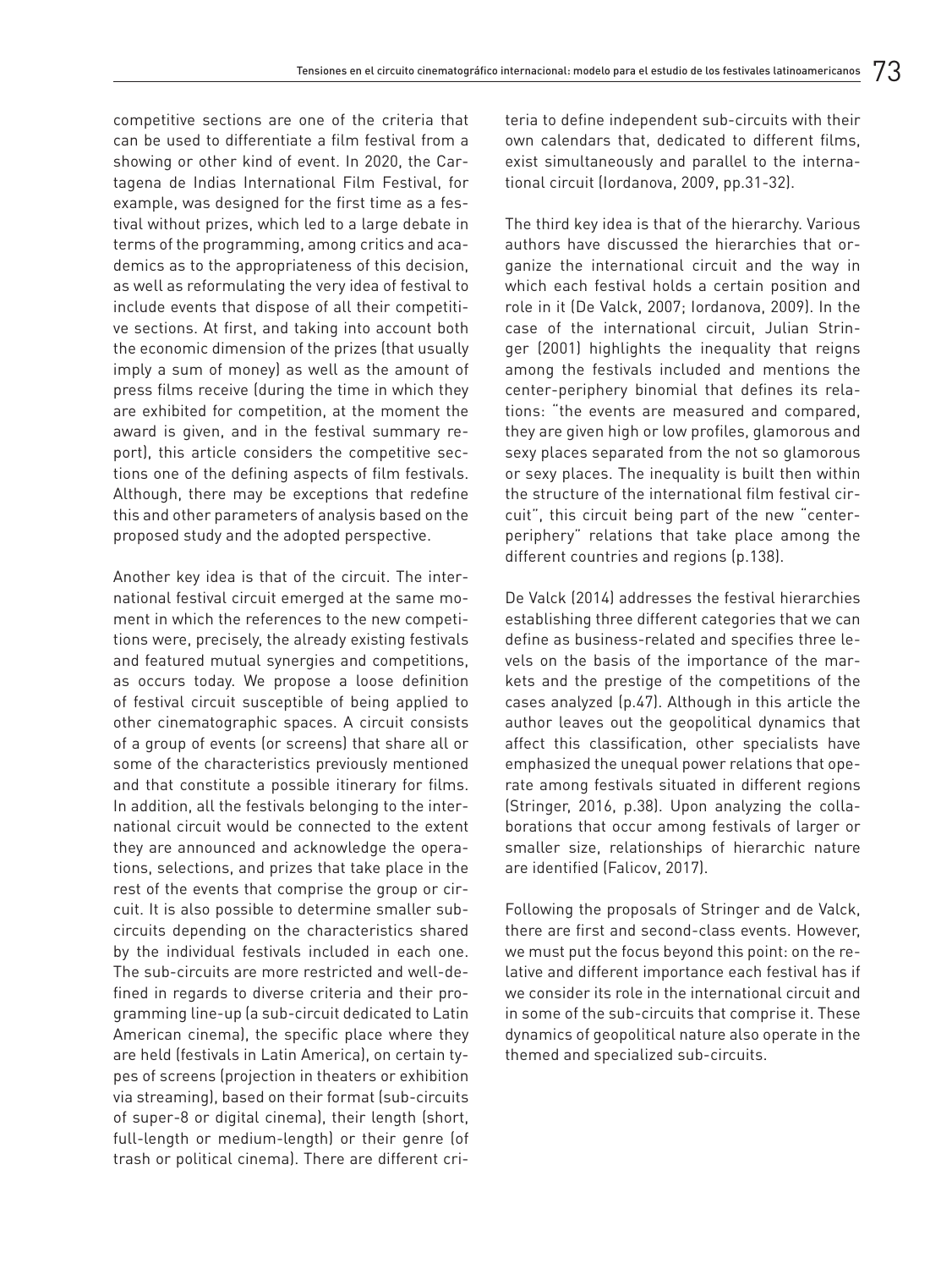competitive sections are one of the criteria that can be used to differentiate a film festival from a showing or other kind of event. In 2020, the Cartagena de Indias International Film Festival, for example, was designed for the first time as a festival without prizes, which led to a large debate in terms of the programming, among critics and academics as to the appropriateness of this decision, as well as reformulating the very idea of festival to include events that dispose of all their competitive sections. At first, and taking into account both the economic dimension of the prizes (that usually imply a sum of money) as well as the amount of press films receive (during the time in which they are exhibited for competition, at the moment the award is given, and in the festival summary report), this article considers the competitive sections one of the defining aspects of film festivals. Although, there may be exceptions that redefine this and other parameters of analysis based on the proposed study and the adopted perspective.

Another key idea is that of the circuit. The international festival circuit emerged at the same moment in which the references to the new competitions were, precisely, the already existing festivals and featured mutual synergies and competitions, as occurs today. We propose a loose definition of festival circuit susceptible of being applied to other cinematographic spaces. A circuit consists of a group of events (or screens) that share all or some of the characteristics previously mentioned and that constitute a possible itinerary for films. In addition, all the festivals belonging to the international circuit would be connected to the extent they are announced and acknowledge the operations, selections, and prizes that take place in the rest of the events that comprise the group or circuit. It is also possible to determine smaller sub-circuits depending on the characteristics shared by the individual festivals included in each one. The sub-circuits are more restricted and well-defined in regards to diverse criteria and their programming line-up (a sub-circuit dedicated to Latin American cinema), the specific place where they are held (festivals in Latin America), on certain types of screens (projection in theaters or exhibition via streaming), based on their format (sub-circuits of super-8 or digital cinema), their length (short, full-length or medium-length) or their genre (of trash or political cinema). There are different criteria to define independent sub-circuits with their own calendars that, dedicated to different films, exist simultaneously and parallel to the international circuit (Iordanova, 2009, pp.31-32).

The third key idea is that of the hierarchy. Various authors have discussed the hierarchies that organize the international circuit and the way in which each festival holds a certain position and role in it (De Valck, 2007; Iordanova, 2009). In the case of the international circuit, Julian Stringer (2001) highlights the inequality that reigns among the festivals included and mentions the center-periphery binomial that defines its relations: "the events are measured and compared, they are given high or low profiles, glamorous and sexy places separated from the not so glamorous or sexy places. The inequality is built then within the structure of the international film festival circuit", this circuit being part of the new "center-periphery" relations that take place among the different countries and regions (p.138).

De Valck (2014) addresses the festival hierarchies establishing three different categories that we can define as business-related and specifies three levels on the basis of the importance of the markets and the prestige of the competitions of the cases analyzed (p.47). Although in this article the author leaves out the geopolitical dynamics that affect this classification, other specialists have emphasized the unequal power relations that operate among festivals situated in different regions (Stringer, 2016, p.38). Upon analyzing the collaborations that occur among festivals of larger or smaller size, relationships of hierarchic nature are identified (Falicov, 2017).

Following the proposals of Stringer and de Valck, there are first and second-class events. However, we must put the focus beyond this point: on the relative and different importance each festival has if we consider its role in the international circuit and in some of the sub-circuits that comprise it. These dynamics of geopolitical nature also operate in the themed and specialized sub-circuits.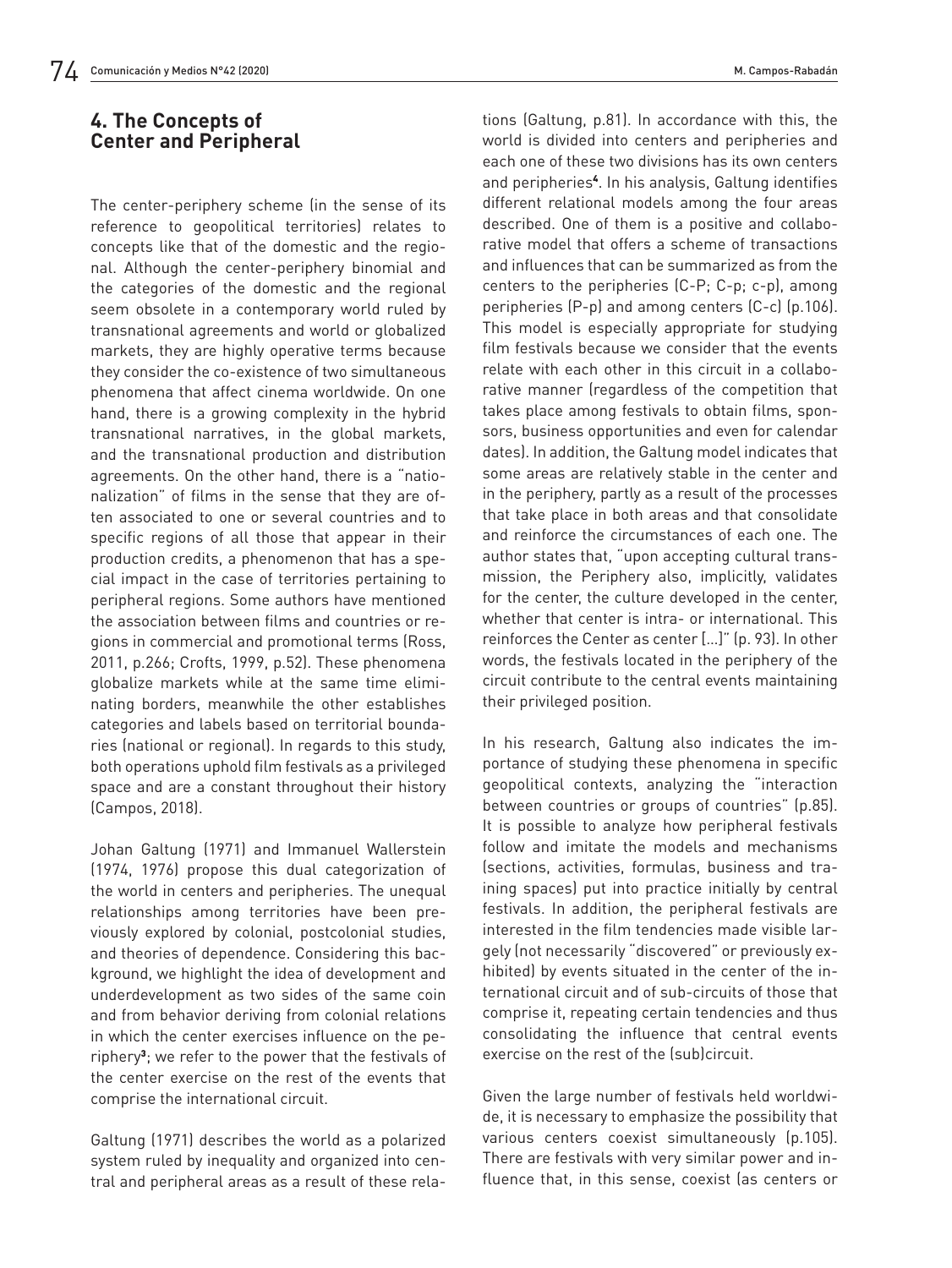## 4. The Concepts of Center and Peripheral

The center-periphery scheme (in the sense of its reference to geopolitical territories) relates to concepts like that of the domestic and the regional. Although the center-periphery binomial and the categories of the domestic and the regional seem obsolete in a contemporary world ruled by transnational agreements and world or globalized markets, they are highly operative terms because they consider the co-existence of two simultaneous phenomena that affect cinema worldwide. On one hand, there is a growing complexity in the hybrid transnational narratives, in the global markets, and the transnational production and distribution agreements. On the other hand, there is a "nationalization" of films in the sense that they are often associated to one or several countries and to specific regions of all those that appear in their production credits, a phenomenon that has a special impact in the case of territories pertaining to peripheral regions. Some authors have mentioned the association between films and countries or regions in commercial and promotional terms (Ross, 2011, p.266; Crofts, 1999, p.52). These phenomena globalize markets while at the same time eliminating borders, meanwhile the other establishes categories and labels based on territorial boundaries (national or regional). In regards to this study, both operations uphold film festivals as a privileged space and are a constant throughout their history (Campos, 2018).

Johan Galtung (1971) and Immanuel Wallerstein (1974, 1976) propose this dual categorization of the world in centers and peripheries. The unequal relationships among territories have been previously explored by colonial, postcolonial studies, and theories of dependence. Considering this background, we highlight the idea of development and underdevelopment as two sides of the same coin and from behavior deriving from colonial relations in which the center exercises influence on the periphery[3]; we refer to the power that the festivals of the center exercise on the rest of the events that comprise the international circuit.

Galtung (1971) describes the world as a polarized system ruled by inequality and organized into central and peripheral areas as a result of these relations (Galtung, p.81). In accordance with this, the world is divided into centers and peripheries and each one of these two divisions has its own centers and peripheries[4]. In his analysis, Galtung identifies different relational models among the four areas described. One of them is a positive and collaborative model that offers a scheme of transactions and influences that can be summarized as from the centers to the peripheries (C-P; C-p; c-p), among peripheries (P-p) and among centers (C-c) (p.106). This model is especially appropriate for studying film festivals because we consider that the events relate with each other in this circuit in a collaborative manner (regardless of the competition that takes place among festivals to obtain films, sponsors, business opportunities and even for calendar dates). In addition, the Galtung model indicates that some areas are relatively stable in the center and in the periphery, partly as a result of the processes that take place in both areas and that consolidate and reinforce the circumstances of each one. The author states that, "upon accepting cultural transmission, the Periphery also, implicitly, validates for the center, the culture developed in the center, whether that center is intra- or international. This reinforces the Center as center [...]" (p. 93). In other words, the festivals located in the periphery of the circuit contribute to the central events maintaining their privileged position.

In his research, Galtung also indicates the importance of studying these phenomena in specific geopolitical contexts, analyzing the "interaction between countries or groups of countries" (p.85). It is possible to analyze how peripheral festivals follow and imitate the models and mechanisms (sections, activities, formulas, business and training spaces) put into practice initially by central festivals. In addition, the peripheral festivals are interested in the film tendencies made visible largely (not necessarily "discovered" or previously exhibited) by events situated in the center of the international circuit and of sub-circuits of those that comprise it, repeating certain tendencies and thus consolidating the influence that central events exercise on the rest of the (sub)circuit.

Given the large number of festivals held worldwide, it is necessary to emphasize the possibility that various centers coexist simultaneously (p.105). There are festivals with very similar power and influence that, in this sense, coexist (as centers or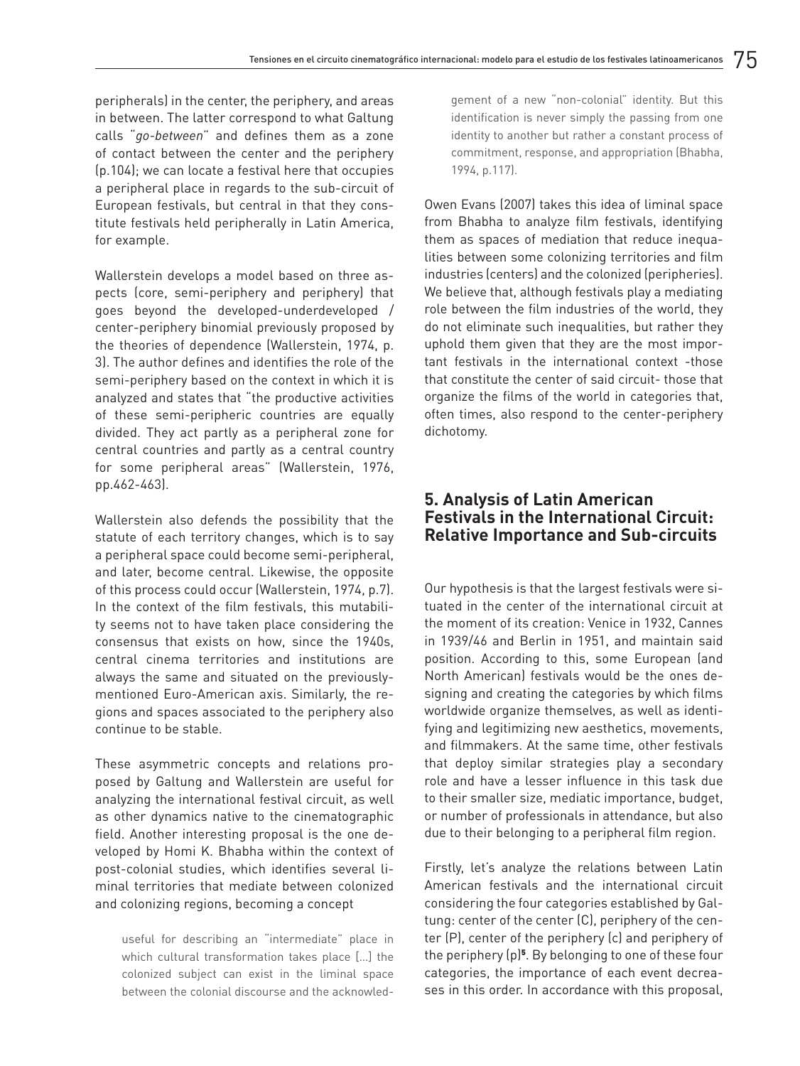peripherals) in the center, the periphery, and areas in between. The latter correspond to what Galtung calls "*go-between*" and defines them as a zone of contact between the center and the periphery (p.104); we can locate a festival here that occupies a peripheral place in regards to the sub-circuit of European festivals, but central in that they constitute festivals held peripherally in Latin America, for example.

Wallerstein develops a model based on three aspects (core, semi-periphery and periphery) that goes beyond the developed-underdeveloped / center-periphery binomial previously proposed by the theories of dependence (Wallerstein, 1974, p. 3). The author defines and identifies the role of the semi-periphery based on the context in which it is analyzed and states that "the productive activities of these semi-peripheric countries are equally divided. They act partly as a peripheral zone for central countries and partly as a central country for some peripheral areas" (Wallerstein, 1976, pp.462-463).

Wallerstein also defends the possibility that the statute of each territory changes, which is to say a peripheral space could become semi-peripheral, and later, become central. Likewise, the opposite of this process could occur (Wallerstein, 1974, p.7). In the context of the film festivals, this mutability seems not to have taken place considering the consensus that exists on how, since the 1940s, central cinema territories and institutions are always the same and situated on the previously-mentioned Euro-American axis. Similarly, the regions and spaces associated to the periphery also continue to be stable.

These asymmetric concepts and relations proposed by Galtung and Wallerstein are useful for analyzing the international festival circuit, as well as other dynamics native to the cinematographic field. Another interesting proposal is the one developed by Homi K. Bhabha within the context of post-colonial studies, which identifies several liminal territories that mediate between colonized and colonizing regions, becoming a concept

> useful for describing an "intermediate" place in which cultural transformation takes place [...] the colonized subject can exist in the liminal space between the colonial discourse and the acknowledgement of a new "non-colonial" identity. But this identification is never simply the passing from one identity to another but rather a constant process of commitment, response, and appropriation (Bhabha, 1994, p.117).

Owen Evans (2007) takes this idea of liminal space from Bhabha to analyze film festivals, identifying them as spaces of mediation that reduce inequalities between some colonizing territories and film industries (centers) and the colonized (peripheries). We believe that, although festivals play a mediating role between the film industries of the world, they do not eliminate such inequalities, but rather they uphold them given that they are the most important festivals in the international context -those that constitute the center of said circuit- those that organize the films of the world in categories that, often times, also respond to the center-periphery dichotomy.

## 5. Analysis of Latin American Festivals in the International Circuit: Relative Importance and Sub-circuits

Our hypothesis is that the largest festivals were situated in the center of the international circuit at the moment of its creation: Venice in 1932, Cannes in 1939/46 and Berlin in 1951, and maintain said position. According to this, some European (and North American) festivals would be the ones designing and creating the categories by which films worldwide organize themselves, as well as identifying and legitimizing new aesthetics, movements, and filmmakers. At the same time, other festivals that deploy similar strategies play a secondary role and have a lesser influence in this task due to their smaller size, mediatic importance, budget, or number of professionals in attendance, but also due to their belonging to a peripheral film region.

Firstly, let's analyze the relations between Latin American festivals and the international circuit considering the four categories established by Galtung: center of the center (C), periphery of the center (P), center of the periphery (c) and periphery of the periphery (p)[5]. By belonging to one of these four categories, the importance of each event decreases in this order. In accordance with this proposal,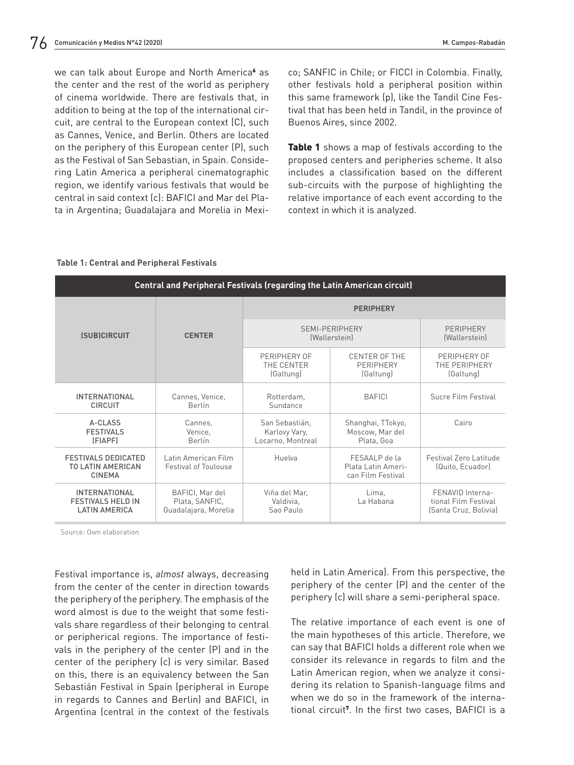we can talk about Europe and North America[6] as the center and the rest of the world as periphery of cinema worldwide. There are festivals that, in addition to being at the top of the international circuit, are central to the European context (C), such as Cannes, Venice, and Berlin. Others are located on the periphery of this European center (P), such as the Festival of San Sebastian, in Spain. Considering Latin America a peripheral cinematographic region, we identify various festivals that would be central in said context (c): BAFICI and Mar del Plata in Argentina; Guadalajara and Morelia in Mexico; SANFIC in Chile; or FICCI in Colombia. Finally, other festivals hold a peripheral position within this same framework (p), like the Tandil Cine Festival that has been held in Tandil, in the province of Buenos Aires, since 2002.

**Table 1** shows a map of festivals according to the proposed centers and peripheries scheme. It also includes a classification based on the different sub-circuits with the purpose of highlighting the relative importance of each event according to the context in which it is analyzed.

**Table 1: Central and Peripheral Festivals**

| Central and Peripheral Festivals (regarding the Latin American circuit) | | | | |
|---|---|---|---|---|
| (SUB)CIRCUIT | CENTER | PERIPHERY | | |
| | | SEMI-PERIPHERY (Wallerstein) | | PERIPHERY (Wallerstein) |
| | | PERIPHERY OF THE CENTER (Galtung) | CENTER OF THE PERIPHERY (Galtung) | PERIPHERY OF THE PERIPHERY (Galtung) |
| INTERNATIONAL CIRCUIT | Cannes, Venice, Berlín | Rotterdam, Sundance | BAFICI | Sucre Film Festival |
| A-CLASS FESTIVALS (FIAPF) | Cannes, Venice, Berlín | San Sebastián, Karlovy Vary, Locarno, Montreal | Shanghai, TTokyo, Moscow, Mar del Plata, Goa | Cairo |
| FESTIVALS DEDICATED TO LATIN AMERICAN CINEMA | Latin American Film Festival of Toulouse | Huelva | FESAALP de la Plata Latin American Film Festival | Festival Zero Latitude (Quito, Ecuador) |
| INTERNATIONAL FESTIVALS HELD IN LATIN AMERICA | BAFICI, Mar del Plata, SANFIC, Guadalajara, Morelia | Viña del Mar, Valdivia, Sao Paulo | Lima, La Habana | FENAVID International Film Festival (Santa Cruz, Bolivia) |

Source: Own elaboration

Festival importance is, *almost* always, decreasing from the center of the center in direction towards the periphery of the periphery. The emphasis of the word almost is due to the weight that some festivals share regardless of their belonging to central or peripherical regions. The importance of festivals in the periphery of the center (P) and in the center of the periphery (c) is very similar. Based on this, there is an equivalency between the San Sebastián Festival in Spain (peripheral in Europe in regards to Cannes and Berlin) and BAFICI, in Argentina (central in the context of the festivals held in Latin America). From this perspective, the periphery of the center (P) and the center of the periphery (c) will share a semi-peripheral space.

The relative importance of each event is one of the main hypotheses of this article. Therefore, we can say that BAFICI holds a different role when we consider its relevance in regards to film and the Latin American region, when we analyze it considering its relation to Spanish-language films and when we do so in the framework of the international circuit[7]. In the first two cases, BAFICI is a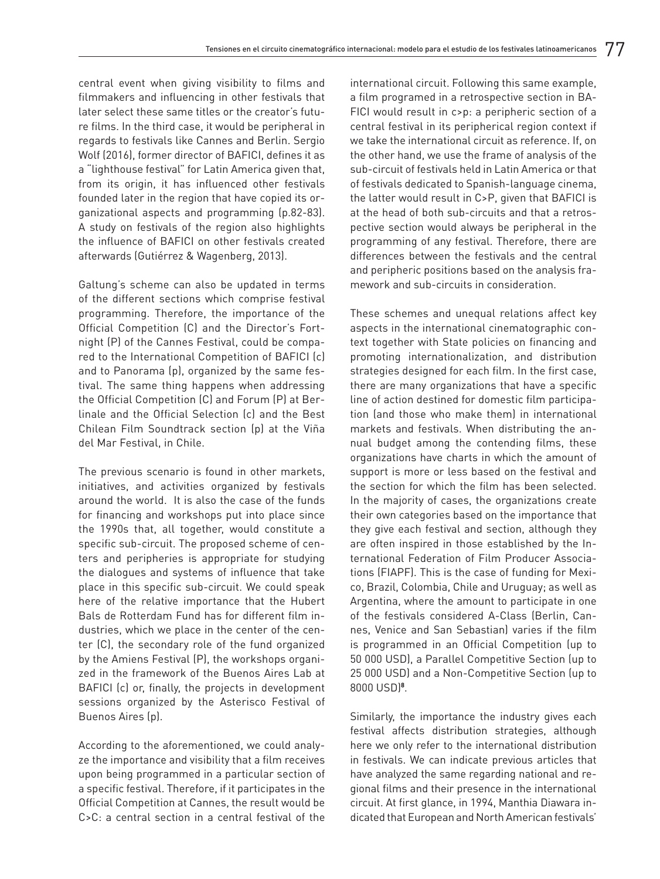central event when giving visibility to films and filmmakers and influencing in other festivals that later select these same titles or the creator's future films. In the third case, it would be peripheral in regards to festivals like Cannes and Berlin. Sergio Wolf (2016), former director of BAFICI, defines it as a "lighthouse festival" for Latin America given that, from its origin, it has influenced other festivals founded later in the region that have copied its organizational aspects and programming (p.82-83). A study on festivals of the region also highlights the influence of BAFICI on other festivals created afterwards (Gutiérrez & Wagenberg, 2013).

Galtung's scheme can also be updated in terms of the different sections which comprise festival programming. Therefore, the importance of the Official Competition (C) and the Director's Fortnight (P) of the Cannes Festival, could be compared to the International Competition of BAFICI (c) and to Panorama (p), organized by the same festival. The same thing happens when addressing the Official Competition (C) and Forum (P) at Berlinale and the Official Selection (c) and the Best Chilean Film Soundtrack section (p) at the Viña del Mar Festival, in Chile.

The previous scenario is found in other markets, initiatives, and activities organized by festivals around the world. It is also the case of the funds for financing and workshops put into place since the 1990s that, all together, would constitute a specific sub-circuit. The proposed scheme of centers and peripheries is appropriate for studying the dialogues and systems of influence that take place in this specific sub-circuit. We could speak here of the relative importance that the Hubert Bals de Rotterdam Fund has for different film industries, which we place in the center of the center (C), the secondary role of the fund organized by the Amiens Festival (P), the workshops organized in the framework of the Buenos Aires Lab at BAFICI (c) or, finally, the projects in development sessions organized by the Asterisco Festival of Buenos Aires (p).

According to the aforementioned, we could analyze the importance and visibility that a film receives upon being programmed in a particular section of a specific festival. Therefore, if it participates in the Official Competition at Cannes, the result would be C>C: a central section in a central festival of the international circuit. Following this same example, a film programed in a retrospective section in BAFICI would result in c>p: a peripheric section of a central festival in its peripherical region context if we take the international circuit as reference. If, on the other hand, we use the frame of analysis of the sub-circuit of festivals held in Latin America or that of festivals dedicated to Spanish-language cinema, the latter would result in C>P, given that BAFICI is at the head of both sub-circuits and that a retrospective section would always be peripheral in the programming of any festival. Therefore, there are differences between the festivals and the central and peripheric positions based on the analysis framework and sub-circuits in consideration.

These schemes and unequal relations affect key aspects in the international cinematographic context together with State policies on financing and promoting internationalization, and distribution strategies designed for each film. In the first case, there are many organizations that have a specific line of action destined for domestic film participation (and those who make them) in international markets and festivals. When distributing the annual budget among the contending films, these organizations have charts in which the amount of support is more or less based on the festival and the section for which the film has been selected. In the majority of cases, the organizations create their own categories based on the importance that they give each festival and section, although they are often inspired in those established by the International Federation of Film Producer Associations (FIAPF). This is the case of funding for Mexico, Brazil, Colombia, Chile and Uruguay; as well as Argentina, where the amount to participate in one of the festivals considered A-Class (Berlin, Cannes, Venice and San Sebastian) varies if the film is programmed in an Official Competition (up to 50 000 USD), a Parallel Competitive Section (up to 25 000 USD) and a Non-Competitive Section (up to 8000 USD)[8].

Similarly, the importance the industry gives each festival affects distribution strategies, although here we only refer to the international distribution in festivals. We can indicate previous articles that have analyzed the same regarding national and regional films and their presence in the international circuit. At first glance, in 1994, Manthia Diawara indicated that European and North American festivals'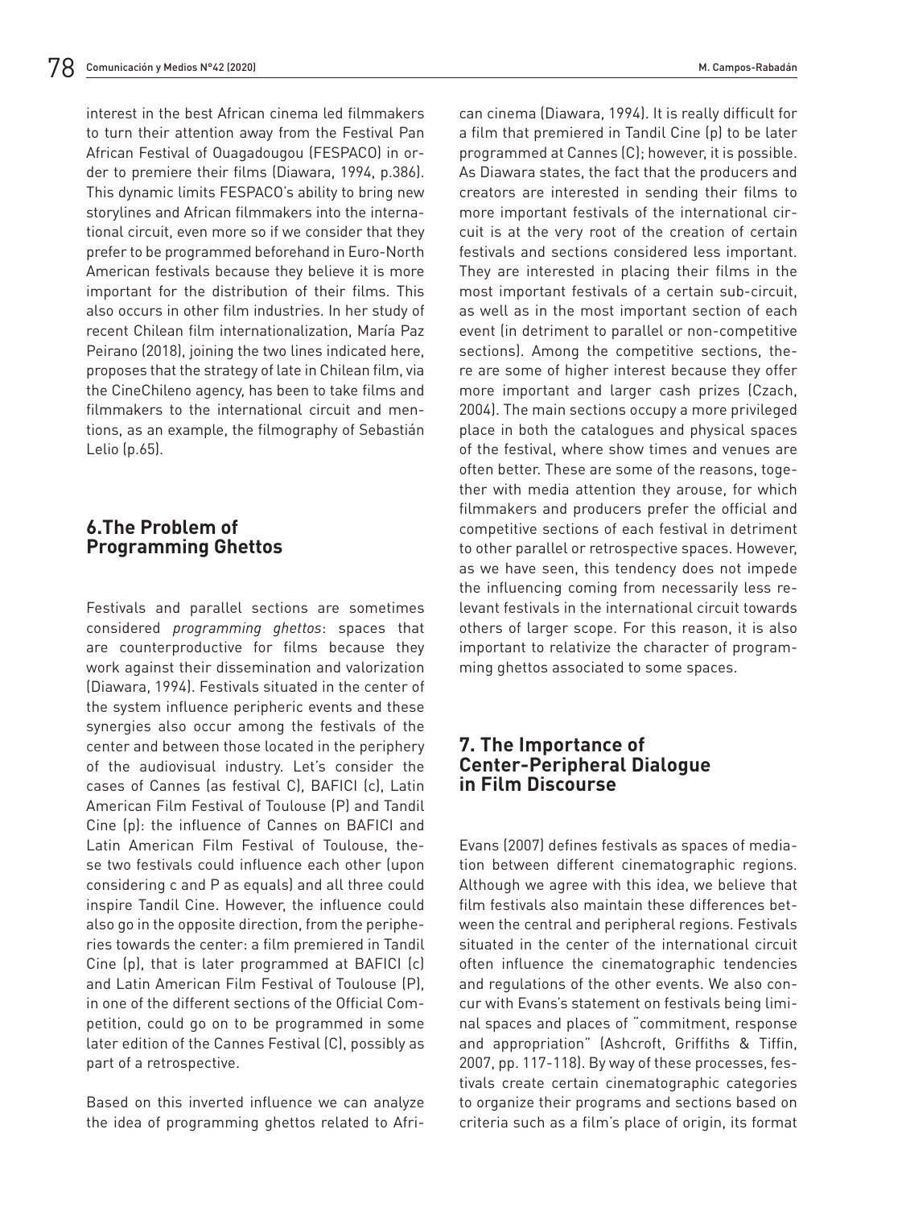interest in the best African cinema led filmmakers to turn their attention away from the Festival Pan African Festival of Ouagadougou (FESPACO) in order to premiere their films (Diawara, 1994, p.386). This dynamic limits FESPACO's ability to bring new storylines and African filmmakers into the international circuit, even more so if we consider that they prefer to be programmed beforehand in Euro-North American festivals because they believe it is more important for the distribution of their films. This also occurs in other film industries. In her study of recent Chilean film internationalization, María Paz Peirano (2018), joining the two lines indicated here, proposes that the strategy of late in Chilean film, via the CineChileno agency, has been to take films and filmmakers to the international circuit and mentions, as an example, the filmography of Sebastián Lelio (p.65).

## 6.The Problem of Programming Ghettos

Festivals and parallel sections are sometimes considered *programming ghettos*: spaces that are counterproductive for films because they work against their dissemination and valorization (Diawara, 1994). Festivals situated in the center of the system influence peripheric events and these synergies also occur among the festivals of the center and between those located in the periphery of the audiovisual industry. Let's consider the cases of Cannes (as festival C), BAFICI (c), Latin American Film Festival of Toulouse (P) and Tandil Cine (p): the influence of Cannes on BAFICI and Latin American Film Festival of Toulouse, these two festivals could influence each other (upon considering c and P as equals) and all three could inspire Tandil Cine. However, the influence could also go in the opposite direction, from the peripheries towards the center: a film premiered in Tandil Cine (p), that is later programmed at BAFICI (c) and Latin American Film Festival of Toulouse (P), in one of the different sections of the Official Competition, could go on to be programmed in some later edition of the Cannes Festival (C), possibly as part of a retrospective.

Based on this inverted influence we can analyze the idea of programming ghettos related to African cinema (Diawara, 1994). It is really difficult for a film that premiered in Tandil Cine (p) to be later programmed at Cannes (C); however, it is possible. As Diawara states, the fact that the producers and creators are interested in sending their films to more important festivals of the international circuit is at the very root of the creation of certain festivals and sections considered less important. They are interested in placing their films in the most important festivals of a certain sub-circuit, as well as in the most important section of each event (in detriment to parallel or non-competitive sections). Among the competitive sections, there are some of higher interest because they offer more important and larger cash prizes (Czach, 2004). The main sections occupy a more privileged place in both the catalogues and physical spaces of the festival, where show times and venues are often better. These are some of the reasons, together with media attention they arouse, for which filmmakers and producers prefer the official and competitive sections of each festival in detriment to other parallel or retrospective spaces. However, as we have seen, this tendency does not impede the influencing coming from necessarily less relevant festivals in the international circuit towards others of larger scope. For this reason, it is also important to relativize the character of programming ghettos associated to some spaces.

## 7. The Importance of Center-Peripheral Dialogue in Film Discourse

Evans (2007) defines festivals as spaces of mediation between different cinematographic regions. Although we agree with this idea, we believe that film festivals also maintain these differences between the central and peripheral regions. Festivals situated in the center of the international circuit often influence the cinematographic tendencies and regulations of the other events. We also concur with Evans's statement on festivals being liminal spaces and places of "commitment, response and appropriation" (Ashcroft, Griffiths & Tiffin, 2007, pp. 117-118). By way of these processes, festivals create certain cinematographic categories to organize their programs and sections based on criteria such as a film's place of origin, its format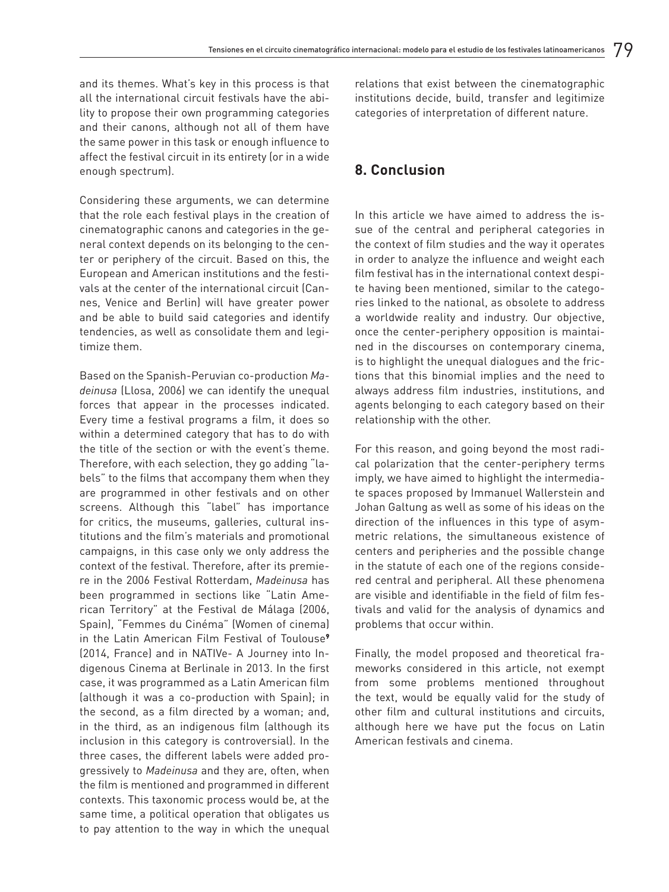and its themes. What's key in this process is that all the international circuit festivals have the ability to propose their own programming categories and their canons, although not all of them have the same power in this task or enough influence to affect the festival circuit in its entirety (or in a wide enough spectrum).

Considering these arguments, we can determine that the role each festival plays in the creation of cinematographic canons and categories in the general context depends on its belonging to the center or periphery of the circuit. Based on this, the European and American institutions and the festivals at the center of the international circuit (Cannes, Venice and Berlin) will have greater power and be able to build said categories and identify tendencies, as well as consolidate them and legitimize them.

Based on the Spanish-Peruvian co-production *Madeinusa* (Llosa, 2006) we can identify the unequal forces that appear in the processes indicated. Every time a festival programs a film, it does so within a determined category that has to do with the title of the section or with the event's theme. Therefore, with each selection, they go adding "labels" to the films that accompany them when they are programmed in other festivals and on other screens. Although this "label" has importance for critics, the museums, galleries, cultural institutions and the film's materials and promotional campaigns, in this case only we only address the context of the festival. Therefore, after its premiere in the 2006 Festival Rotterdam, *Madeinusa* has been programmed in sections like "Latin American Territory" at the Festival de Málaga (2006, Spain), "Femmes du Cinéma" (Women of cinema) in the Latin American Film Festival of Toulouse[9] (2014, France) and in NATIVe- A Journey into Indigenous Cinema at Berlinale in 2013. In the first case, it was programmed as a Latin American film (although it was a co-production with Spain); in the second, as a film directed by a woman; and, in the third, as an indigenous film (although its inclusion in this category is controversial). In the three cases, the different labels were added progressively to *Madeinusa* and they are, often, when the film is mentioned and programmed in different contexts. This taxonomic process would be, at the same time, a political operation that obligates us to pay attention to the way in which the unequal relations that exist between the cinematographic institutions decide, build, transfer and legitimize categories of interpretation of different nature.

## 8. Conclusion

In this article we have aimed to address the issue of the central and peripheral categories in the context of film studies and the way it operates in order to analyze the influence and weight each film festival has in the international context despite having been mentioned, similar to the categories linked to the national, as obsolete to address a worldwide reality and industry. Our objective, once the center-periphery opposition is maintained in the discourses on contemporary cinema, is to highlight the unequal dialogues and the frictions that this binomial implies and the need to always address film industries, institutions, and agents belonging to each category based on their relationship with the other.

For this reason, and going beyond the most radical polarization that the center-periphery terms imply, we have aimed to highlight the intermediate spaces proposed by Immanuel Wallerstein and Johan Galtung as well as some of his ideas on the direction of the influences in this type of asymmetric relations, the simultaneous existence of centers and peripheries and the possible change in the statute of each one of the regions considered central and peripheral. All these phenomena are visible and identifiable in the field of film festivals and valid for the analysis of dynamics and problems that occur within.

Finally, the model proposed and theoretical frameworks considered in this article, not exempt from some problems mentioned throughout the text, would be equally valid for the study of other film and cultural institutions and circuits, although here we have put the focus on Latin American festivals and cinema.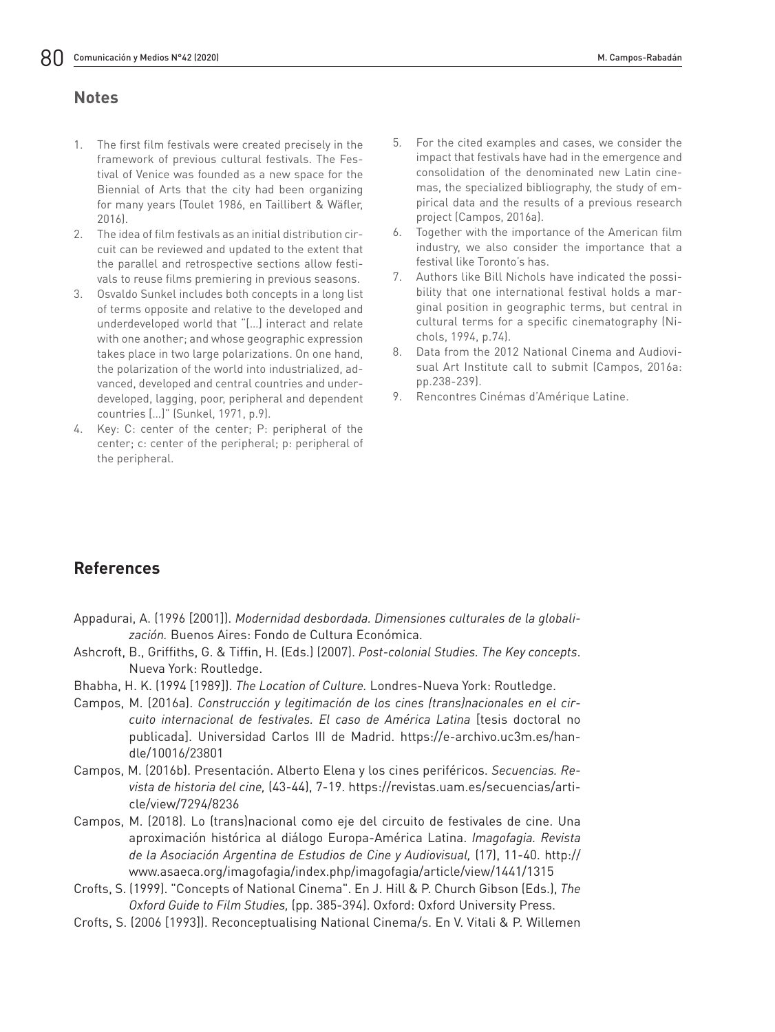## Notes

1. The first film festivals were created precisely in the framework of previous cultural festivals. The Festival of Venice was founded as a new space for the Biennial of Arts that the city had been organizing for many years (Toulet 1986, en Taillibert & Wäfler, 2016).
2. The idea of film festivals as an initial distribution circuit can be reviewed and updated to the extent that the parallel and retrospective sections allow festivals to reuse films premiering in previous seasons.
3. Osvaldo Sunkel includes both concepts in a long list of terms opposite and relative to the developed and underdeveloped world that "[…] interact and relate with one another; and whose geographic expression takes place in two large polarizations. On one hand, the polarization of the world into industrialized, advanced, developed and central countries and underdeveloped, lagging, poor, peripheral and dependent countries […]" (Sunkel, 1971, p.9).
4. Key: C: center of the center; P: peripheral of the center; c: center of the peripheral; p: peripheral of the peripheral.
5. For the cited examples and cases, we consider the impact that festivals have had in the emergence and consolidation of the denominated new Latin cinemas, the specialized bibliography, the study of empirical data and the results of a previous research project (Campos, 2016a).
6. Together with the importance of the American film industry, we also consider the importance that a festival like Toronto's has.
7. Authors like Bill Nichols have indicated the possibility that one international festival holds a marginal position in geographic terms, but central in cultural terms for a specific cinematography (Nichols, 1994, p.74).
8. Data from the 2012 National Cinema and Audiovisual Art Institute call to submit (Campos, 2016a: pp.238-239).
9. Rencontres Cinémas d'Amérique Latine.

## References

Appadurai, A. (1996 [2001]). *Modernidad desbordada. Dimensiones culturales de la globalización.* Buenos Aires: Fondo de Cultura Económica.

Ashcroft, B., Griffiths, G. & Tiffin, H. (Eds.) (2007). *Post-colonial Studies. The Key concepts*. Nueva York: Routledge.

Bhabha, H. K. (1994 [1989]). *The Location of Culture.* Londres-Nueva York: Routledge.

Campos, M. (2016a). *Construcción y legitimación de los cines (trans)nacionales en el circuito internacional de festivales. El caso de América Latina* [tesis doctoral no publicada]. Universidad Carlos III de Madrid. https://e-archivo.uc3m.es/handle/10016/23801

Campos, M. (2016b). Presentación. Alberto Elena y los cines periféricos. *Secuencias. Revista de historia del cine,* (43-44), 7-19. https://revistas.uam.es/secuencias/article/view/7294/8236

Campos, M. (2018). Lo (trans)nacional como eje del circuito de festivales de cine. Una aproximación histórica al diálogo Europa-América Latina. *Imagofagia. Revista de la Asociación Argentina de Estudios de Cine y Audiovisual,* (17), 11-40. http://www.asaeca.org/imagofagia/index.php/imagofagia/article/view/1441/1315

Crofts, S. (1999). "Concepts of National Cinema". En J. Hill & P. Church Gibson (Eds.), *The Oxford Guide to Film Studies,* (pp. 385-394). Oxford: Oxford University Press.

Crofts, S. (2006 [1993]). Reconceptualising National Cinema/s. En V. Vitali & P. Willemen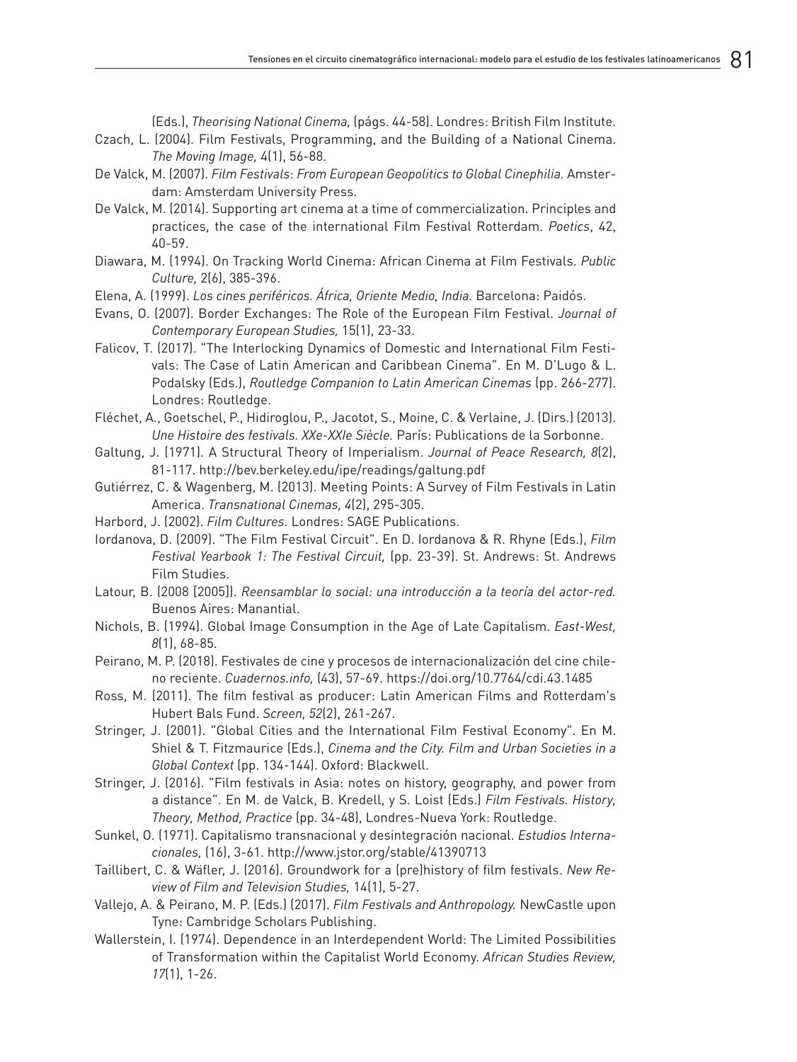(Eds.), *Theorising National Cinema,* (págs. 44-58). Londres: British Film Institute.

Czach, L. (2004). Film Festivals, Programming, and the Building of a National Cinema. *The Moving Image,* 4(1), 56-88.

De Valck, M. (2007). *Film Festivals: From European Geopolitics to Global Cinephilia.* Amsterdam: Amsterdam University Press.

De Valck, M. (2014). Supporting art cinema at a time of commercialization. Principles and practices, the case of the international Film Festival Rotterdam. *Poetics*, 42, 40-59.

Diawara, M. (1994). On Tracking World Cinema: African Cinema at Film Festivals. *Public Culture,* 2(6), 385-396.

Elena, A. (1999). *Los cines periféricos. África, Oriente Medio, India.* Barcelona: Paidós.

Evans, O. (2007). Border Exchanges: The Role of the European Film Festival. *Journal of Contemporary European Studies,* 15(1), 23-33.

Falicov, T. (2017). "The Interlocking Dynamics of Domestic and International Film Festivals: The Case of Latin American and Caribbean Cinema". En M. D'Lugo & L. Podalsky (Eds.), *Routledge Companion to Latin American Cinemas* (pp. 266-277). Londres: Routledge.

Fléchet, A., Goetschel, P., Hidiroglou, P., Jacotot, S., Moine, C. & Verlaine, J. (Dirs.) (2013). *Une Histoire des festivals. XXe-XXIe Siècle.* París: Publications de la Sorbonne.

Galtung, J. (1971). A Structural Theory of Imperialism. *Journal of Peace Research, 8*(2), 81-117. http://bev.berkeley.edu/ipe/readings/galtung.pdf

Gutiérrez, C. & Wagenberg, M. (2013). Meeting Points: A Survey of Film Festivals in Latin America. *Transnational Cinemas, 4*(2), 295-305.

Harbord, J. (2002). *Film Cultures.* Londres: SAGE Publications.

Iordanova, D. (2009). "The Film Festival Circuit". En D. Iordanova & R. Rhyne (Eds.), *Film Festival Yearbook 1: The Festival Circuit,* (pp. 23-39). St. Andrews: St. Andrews Film Studies.

Latour, B. (2008 [2005]). *Reensamblar lo social: una introducción a la teoría del actor-red.* Buenos Aires: Manantial.

Nichols, B. (1994). Global Image Consumption in the Age of Late Capitalism. *East-West, 8*(1), 68-85.

Peirano, M. P. (2018). Festivales de cine y procesos de internacionalización del cine chileno reciente. *Cuadernos.info,* (43), 57-69. https://doi.org/10.7764/cdi.43.1485

Ross, M. (2011). The film festival as producer: Latin American Films and Rotterdam's Hubert Bals Fund. *Screen, 52*(2), 261-267.

Stringer, J. (2001). "Global Cities and the International Film Festival Economy". En M. Shiel & T. Fitzmaurice (Eds.), *Cinema and the City. Film and Urban Societies in a Global Context* (pp. 134-144). Oxford: Blackwell.

Stringer, J. (2016). "Film festivals in Asia: notes on history, geography, and power from a distance". En M. de Valck, B. Kredell, y S. Loist (Eds.) *Film Festivals. History, Theory, Method, Practice* (pp. 34-48), Londres-Nueva York: Routledge.

Sunkel, O. (1971). Capitalismo transnacional y desintegración nacional. *Estudios Internacionales,* (16), 3-61. http://www.jstor.org/stable/41390713

Taillibert, C. & Wäfler, J. (2016). Groundwork for a (pre)history of film festivals. *New Review of Film and Television Studies,* 14(1), 5-27.

Vallejo, A. & Peirano, M. P. (Eds.) (2017). *Film Festivals and Anthropology.* NewCastle upon Tyne: Cambridge Scholars Publishing.

Wallerstein, I. (1974). Dependence in an Interdependent World: The Limited Possibilities of Transformation within the Capitalist World Economy. *African Studies Review, 17*(1), 1-26.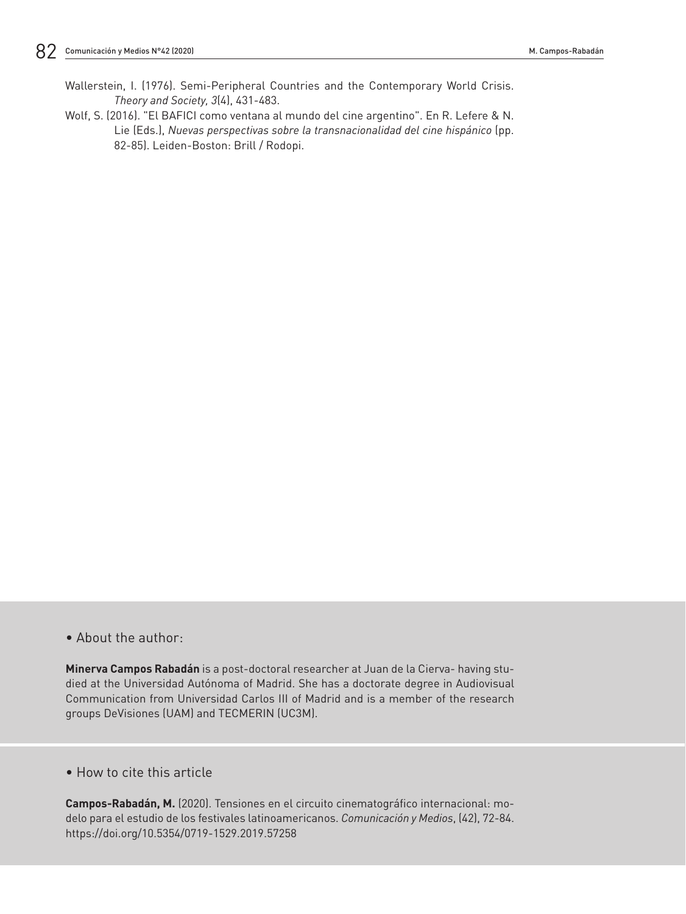Wallerstein, I. (1976). Semi-Peripheral Countries and the Contemporary World Crisis. *Theory and Society, 3*(4), 431-483.

Wolf, S. (2016). "El BAFICI como ventana al mundo del cine argentino". En R. Lefere & N. Lie (Eds.), *Nuevas perspectivas sobre la transnacionalidad del cine hispánico* (pp. 82-85). Leiden-Boston: Brill / Rodopi.

• About the author:

**Minerva Campos Rabadán** is a post-doctoral researcher at Juan de la Cierva- having studied at the Universidad Autónoma of Madrid. She has a doctorate degree in Audiovisual Communication from Universidad Carlos III of Madrid and is a member of the research groups DeVisiones (UAM) and TECMERIN (UC3M).

• How to cite this article

**Campos-Rabadán, M.** (2020). Tensiones en el circuito cinematográfico internacional: modelo para el estudio de los festivales latinoamericanos. *Comunicación y Medios*, (42), 72-84. https://doi.org/10.5354/0719-1529.2019.57258